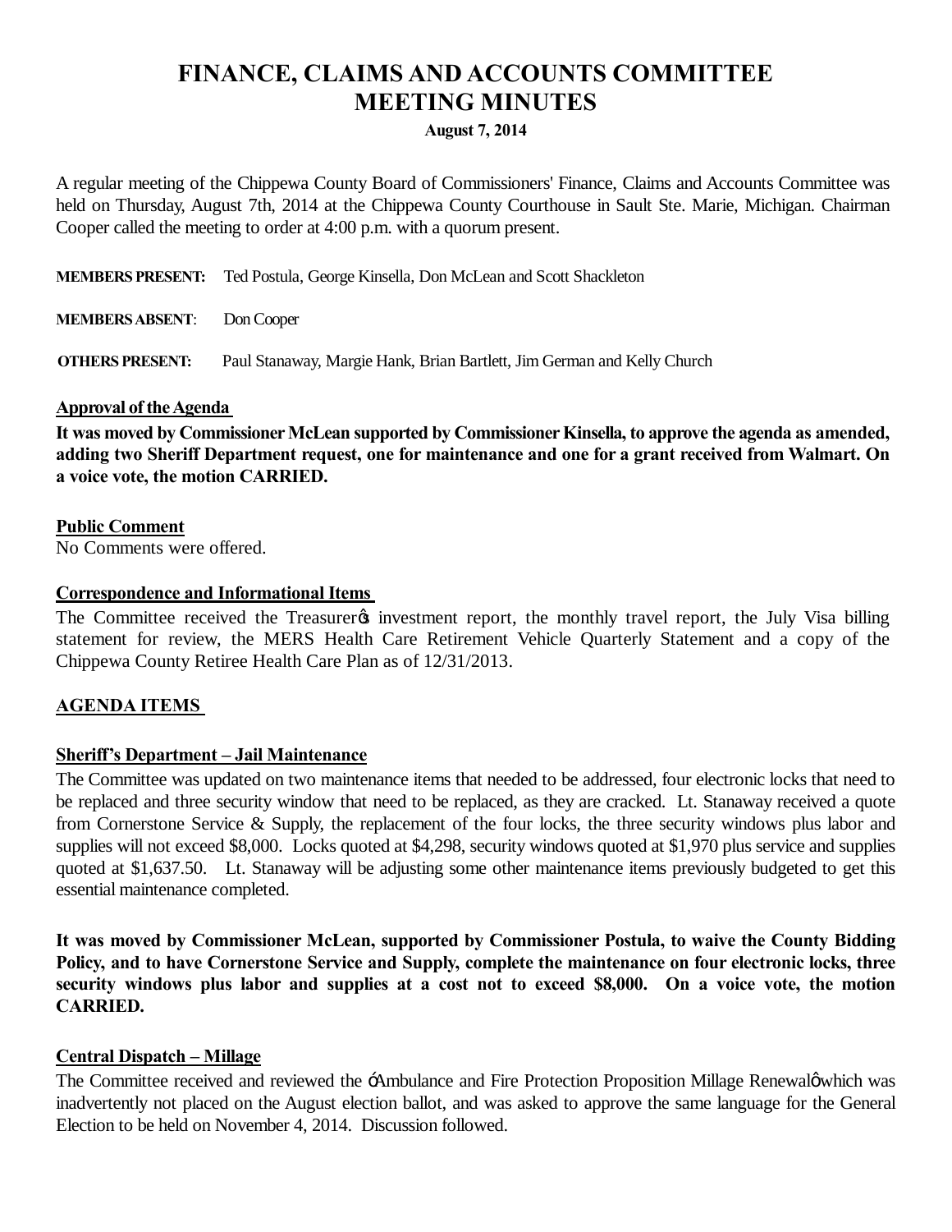# FINANCE, CLAIMS AND ACCOUNTS COMMITTEE
# MEETING MINUTES

**August 7, 2014**

A regular meeting of the Chippewa County Board of Commissioners' Finance, Claims and Accounts Committee was held on Thursday, August 7th, 2014 at the Chippewa County Courthouse in Sault Ste. Marie, Michigan. Chairman Cooper called the meeting to order at 4:00 p.m. with a quorum present.

**MEMBERS PRESENT:** Ted Postula, George Kinsella, Don McLean and Scott Shackleton

**MEMBERS ABSENT**: Don Cooper

**OTHERS PRESENT:** Paul Stanaway, Margie Hank, Brian Bartlett, Jim German and Kelly Church

**Approval of the Agenda**

**It was moved by Commissioner McLean supported by Commissioner Kinsella, to approve the agenda as amended, adding two Sheriff Department request, one for maintenance and one for a grant received from Walmart. On a voice vote, the motion CARRIED.**

**Public Comment**

No Comments were offered.

**Correspondence and Informational Items**

The Committee received the Treasurer's investment report, the monthly travel report, the July Visa billing statement for review, the MERS Health Care Retirement Vehicle Quarterly Statement and a copy of the Chippewa County Retiree Health Care Plan as of 12/31/2013.

**AGENDA ITEMS**

**Sheriff's Department – Jail Maintenance**

The Committee was updated on two maintenance items that needed to be addressed, four electronic locks that need to be replaced and three security window that need to be replaced, as they are cracked. Lt. Stanaway received a quote from Cornerstone Service & Supply, the replacement of the four locks, the three security windows plus labor and supplies will not exceed $8,000. Locks quoted at $4,298, security windows quoted at $1,970 plus service and supplies quoted at $1,637.50. Lt. Stanaway will be adjusting some other maintenance items previously budgeted to get this essential maintenance completed.

**It was moved by Commissioner McLean, supported by Commissioner Postula, to waive the County Bidding Policy, and to have Cornerstone Service and Supply, complete the maintenance on four electronic locks, three security windows plus labor and supplies at a cost not to exceed $8,000. On a voice vote, the motion CARRIED.**

**Central Dispatch – Millage**

The Committee received and reviewed the "Ambulance and Fire Protection Proposition Millage Renewal" which was inadvertently not placed on the August election ballot, and was asked to approve the same language for the General Election to be held on November 4, 2014. Discussion followed.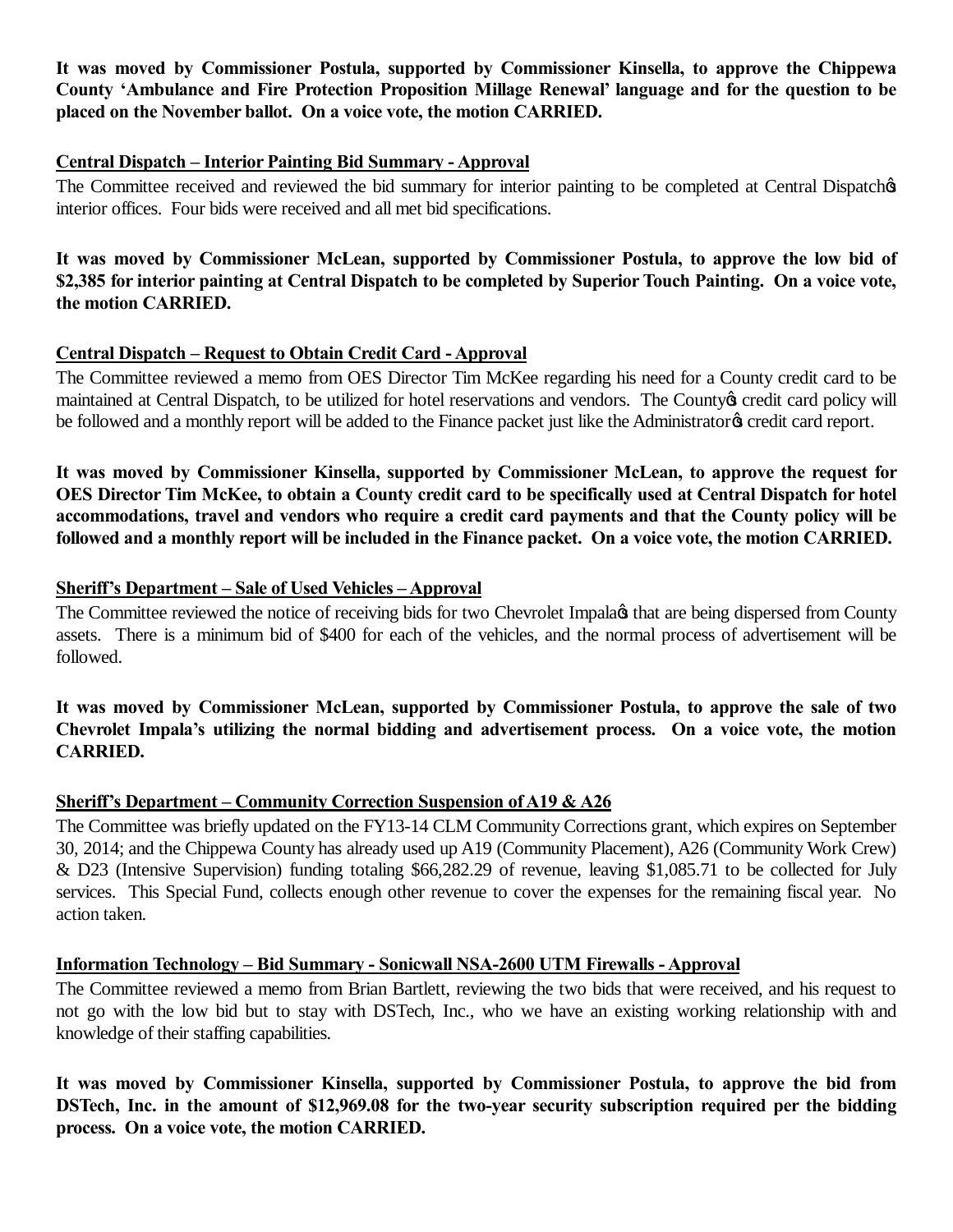**It was moved by Commissioner Postula, supported by Commissioner Kinsella, to approve the Chippewa County 'Ambulance and Fire Protection Proposition Millage Renewal' language and for the question to be placed on the November ballot. On a voice vote, the motion CARRIED.**

**Central Dispatch – Interior Painting Bid Summary - Approval**

The Committee received and reviewed the bid summary for interior painting to be completed at Central Dispatch's interior offices. Four bids were received and all met bid specifications.

**It was moved by Commissioner McLean, supported by Commissioner Postula, to approve the low bid of $2,385 for interior painting at Central Dispatch to be completed by Superior Touch Painting. On a voice vote, the motion CARRIED.**

**Central Dispatch – Request to Obtain Credit Card - Approval**

The Committee reviewed a memo from OES Director Tim McKee regarding his need for a County credit card to be maintained at Central Dispatch, to be utilized for hotel reservations and vendors. The County's credit card policy will be followed and a monthly report will be added to the Finance packet just like the Administrator's credit card report.

**It was moved by Commissioner Kinsella, supported by Commissioner McLean, to approve the request for OES Director Tim McKee, to obtain a County credit card to be specifically used at Central Dispatch for hotel accommodations, travel and vendors who require a credit card payments and that the County policy will be followed and a monthly report will be included in the Finance packet. On a voice vote, the motion CARRIED.**

**Sheriff's Department – Sale of Used Vehicles – Approval**

The Committee reviewed the notice of receiving bids for two Chevrolet Impala's that are being dispersed from County assets. There is a minimum bid of $400 for each of the vehicles, and the normal process of advertisement will be followed.

**It was moved by Commissioner McLean, supported by Commissioner Postula, to approve the sale of two Chevrolet Impala's utilizing the normal bidding and advertisement process. On a voice vote, the motion CARRIED.**

**Sheriff's Department – Community Correction Suspension of A19 & A26**

The Committee was briefly updated on the FY13-14 CLM Community Corrections grant, which expires on September 30, 2014; and the Chippewa County has already used up A19 (Community Placement), A26 (Community Work Crew) & D23 (Intensive Supervision) funding totaling $66,282.29 of revenue, leaving $1,085.71 to be collected for July services. This Special Fund, collects enough other revenue to cover the expenses for the remaining fiscal year. No action taken.

**Information Technology – Bid Summary - Sonicwall NSA-2600 UTM Firewalls - Approval**

The Committee reviewed a memo from Brian Bartlett, reviewing the two bids that were received, and his request to not go with the low bid but to stay with DSTech, Inc., who we have an existing working relationship with and knowledge of their staffing capabilities.

**It was moved by Commissioner Kinsella, supported by Commissioner Postula, to approve the bid from DSTech, Inc. in the amount of $12,969.08 for the two-year security subscription required per the bidding process. On a voice vote, the motion CARRIED.**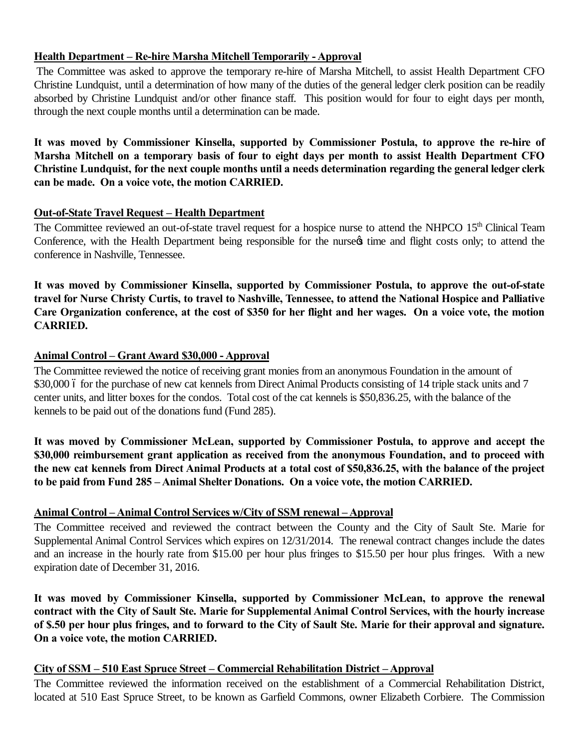**Health Department – Re-hire Marsha Mitchell Temporarily - Approval**

The Committee was asked to approve the temporary re-hire of Marsha Mitchell, to assist Health Department CFO Christine Lundquist, until a determination of how many of the duties of the general ledger clerk position can be readily absorbed by Christine Lundquist and/or other finance staff. This position would for four to eight days per month, through the next couple months until a determination can be made.

**It was moved by Commissioner Kinsella, supported by Commissioner Postula, to approve the re-hire of Marsha Mitchell on a temporary basis of four to eight days per month to assist Health Department CFO Christine Lundquist, for the next couple months until a needs determination regarding the general ledger clerk can be made. On a voice vote, the motion CARRIED.**

**Out-of-State Travel Request – Health Department**

The Committee reviewed an out-of-state travel request for a hospice nurse to attend the NHPCO 15th Clinical Team Conference, with the Health Department being responsible for the nurse's time and flight costs only; to attend the conference in Nashville, Tennessee.

**It was moved by Commissioner Kinsella, supported by Commissioner Postula, to approve the out-of-state travel for Nurse Christy Curtis, to travel to Nashville, Tennessee, to attend the National Hospice and Palliative Care Organization conference, at the cost of $350 for her flight and her wages. On a voice vote, the motion CARRIED.**

**Animal Control – Grant Award $30,000 - Approval**

The Committee reviewed the notice of receiving grant monies from an anonymous Foundation in the amount of $30,000 – for the purchase of new cat kennels from Direct Animal Products consisting of 14 triple stack units and 7 center units, and litter boxes for the condos. Total cost of the cat kennels is $50,836.25, with the balance of the kennels to be paid out of the donations fund (Fund 285).

**It was moved by Commissioner McLean, supported by Commissioner Postula, to approve and accept the $30,000 reimbursement grant application as received from the anonymous Foundation, and to proceed with the new cat kennels from Direct Animal Products at a total cost of $50,836.25, with the balance of the project to be paid from Fund 285 – Animal Shelter Donations. On a voice vote, the motion CARRIED.**

**Animal Control – Animal Control Services w/City of SSM renewal – Approval**

The Committee received and reviewed the contract between the County and the City of Sault Ste. Marie for Supplemental Animal Control Services which expires on 12/31/2014. The renewal contract changes include the dates and an increase in the hourly rate from $15.00 per hour plus fringes to $15.50 per hour plus fringes. With a new expiration date of December 31, 2016.

**It was moved by Commissioner Kinsella, supported by Commissioner McLean, to approve the renewal contract with the City of Sault Ste. Marie for Supplemental Animal Control Services, with the hourly increase of $.50 per hour plus fringes, and to forward to the City of Sault Ste. Marie for their approval and signature. On a voice vote, the motion CARRIED.**

**City of SSM – 510 East Spruce Street – Commercial Rehabilitation District – Approval**

The Committee reviewed the information received on the establishment of a Commercial Rehabilitation District, located at 510 East Spruce Street, to be known as Garfield Commons, owner Elizabeth Corbiere. The Commission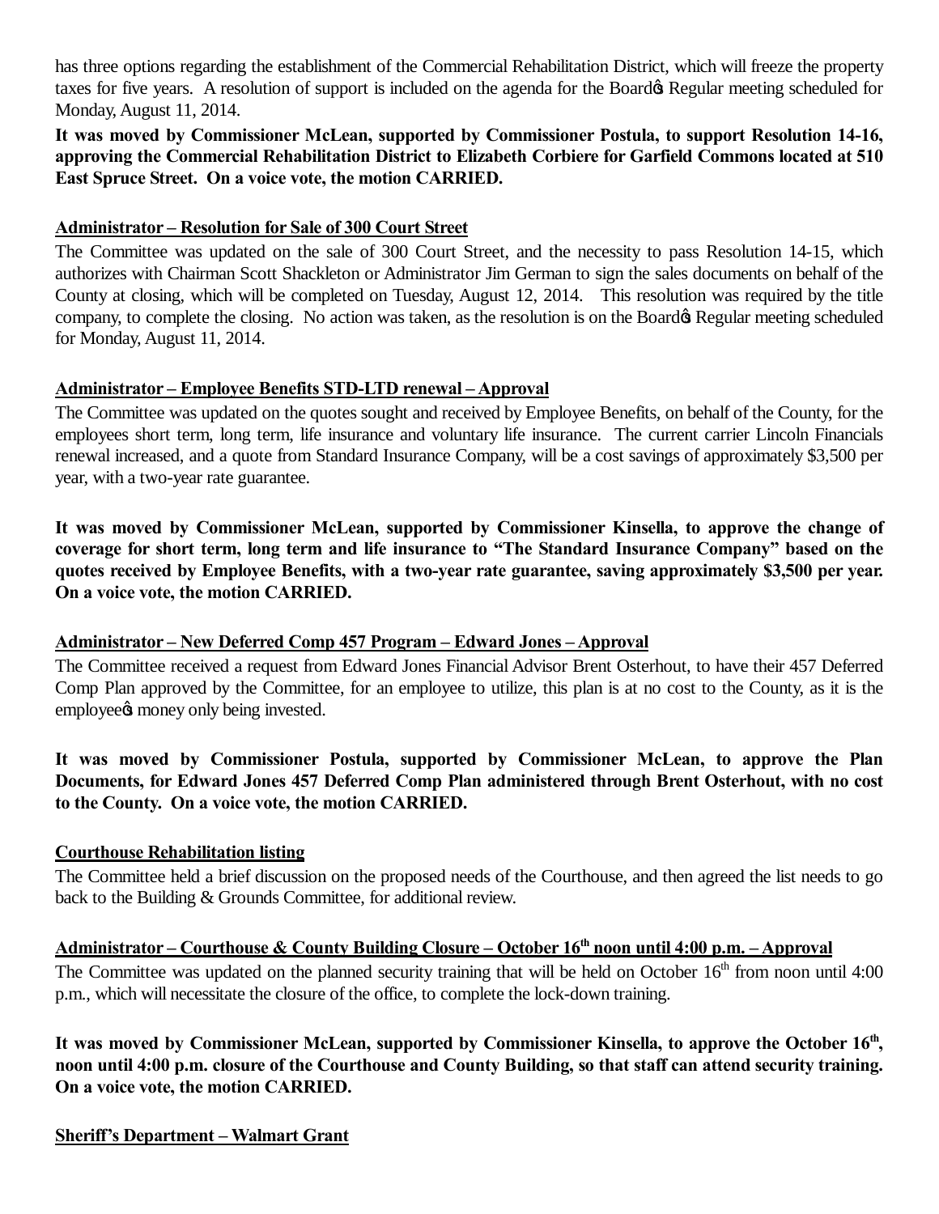has three options regarding the establishment of the Commercial Rehabilitation District, which will freeze the property taxes for five years. A resolution of support is included on the agenda for the Board's Regular meeting scheduled for Monday, August 11, 2014.

**It was moved by Commissioner McLean, supported by Commissioner Postula, to support Resolution 14-16, approving the Commercial Rehabilitation District to Elizabeth Corbiere for Garfield Commons located at 510 East Spruce Street. On a voice vote, the motion CARRIED.**

**Administrator – Resolution for Sale of 300 Court Street**

The Committee was updated on the sale of 300 Court Street, and the necessity to pass Resolution 14-15, which authorizes with Chairman Scott Shackleton or Administrator Jim German to sign the sales documents on behalf of the County at closing, which will be completed on Tuesday, August 12, 2014. This resolution was required by the title company, to complete the closing. No action was taken, as the resolution is on the Board's Regular meeting scheduled for Monday, August 11, 2014.

**Administrator – Employee Benefits STD-LTD renewal – Approval**

The Committee was updated on the quotes sought and received by Employee Benefits, on behalf of the County, for the employees short term, long term, life insurance and voluntary life insurance. The current carrier Lincoln Financials renewal increased, and a quote from Standard Insurance Company, will be a cost savings of approximately $3,500 per year, with a two-year rate guarantee.

**It was moved by Commissioner McLean, supported by Commissioner Kinsella, to approve the change of coverage for short term, long term and life insurance to "The Standard Insurance Company" based on the quotes received by Employee Benefits, with a two-year rate guarantee, saving approximately $3,500 per year. On a voice vote, the motion CARRIED.**

**Administrator – New Deferred Comp 457 Program – Edward Jones – Approval**

The Committee received a request from Edward Jones Financial Advisor Brent Osterhout, to have their 457 Deferred Comp Plan approved by the Committee, for an employee to utilize, this plan is at no cost to the County, as it is the employee's money only being invested.

**It was moved by Commissioner Postula, supported by Commissioner McLean, to approve the Plan Documents, for Edward Jones 457 Deferred Comp Plan administered through Brent Osterhout, with no cost to the County. On a voice vote, the motion CARRIED.**

**Courthouse Rehabilitation listing**

The Committee held a brief discussion on the proposed needs of the Courthouse, and then agreed the list needs to go back to the Building & Grounds Committee, for additional review.

**Administrator – Courthouse & County Building Closure – October 16th noon until 4:00 p.m. – Approval**

The Committee was updated on the planned security training that will be held on October 16th from noon until 4:00 p.m., which will necessitate the closure of the office, to complete the lock-down training.

**It was moved by Commissioner McLean, supported by Commissioner Kinsella, to approve the October 16th, noon until 4:00 p.m. closure of the Courthouse and County Building, so that staff can attend security training. On a voice vote, the motion CARRIED.**

**Sheriff's Department – Walmart Grant**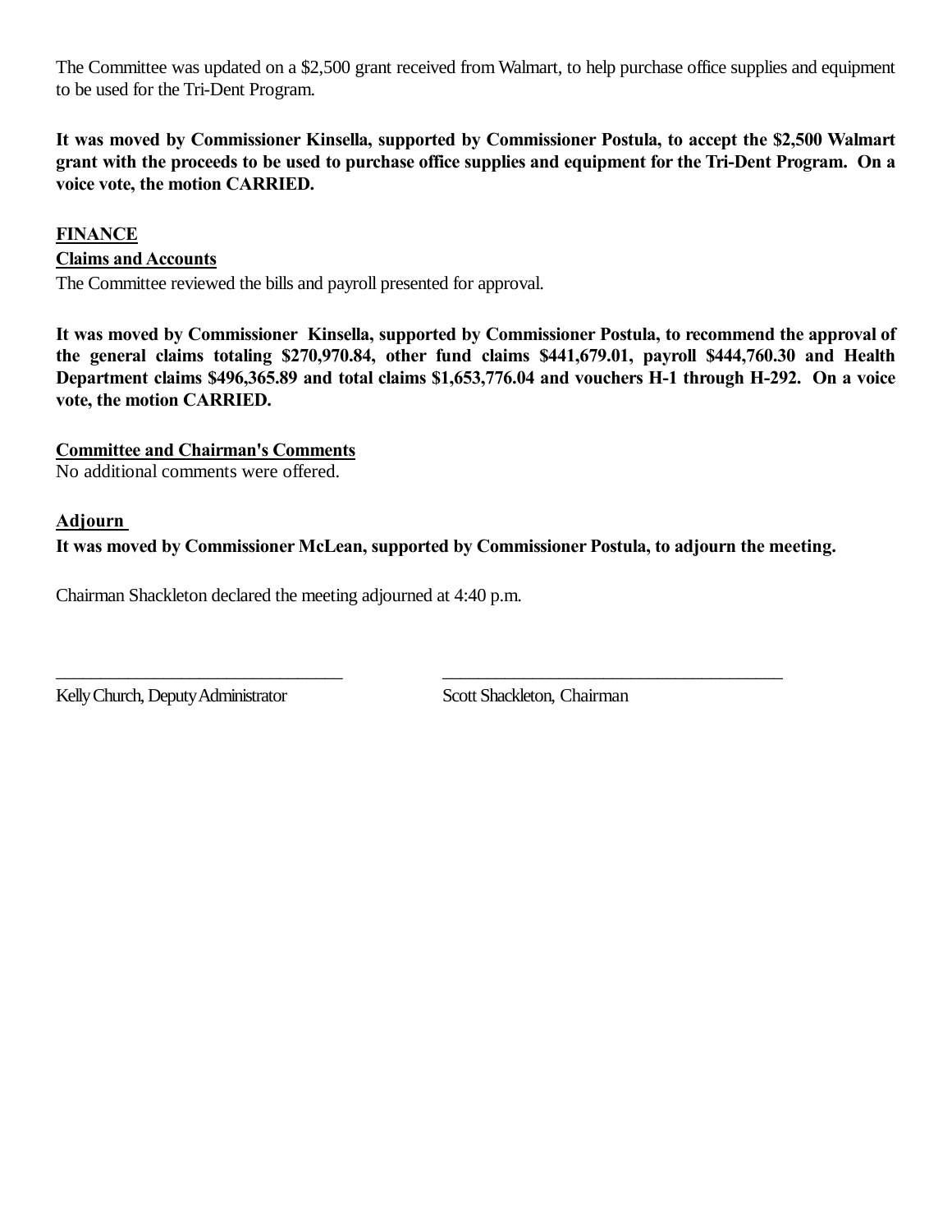The Committee was updated on a $2,500 grant received from Walmart, to help purchase office supplies and equipment to be used for the Tri-Dent Program.

**It was moved by Commissioner Kinsella, supported by Commissioner Postula, to accept the $2,500 Walmart grant with the proceeds to be used to purchase office supplies and equipment for the Tri-Dent Program. On a voice vote, the motion CARRIED.**

**FINANCE**

**Claims and Accounts**

The Committee reviewed the bills and payroll presented for approval.

**It was moved by Commissioner Kinsella, supported by Commissioner Postula, to recommend the approval of the general claims totaling $270,970.84, other fund claims $441,679.01, payroll $444,760.30 and Health Department claims $496,365.89 and total claims $1,653,776.04 and vouchers H-1 through H-292. On a voice vote, the motion CARRIED.**

**Committee and Chairman's Comments**

No additional comments were offered.

**Adjourn**

**It was moved by Commissioner McLean, supported by Commissioner Postula, to adjourn the meeting.**

Chairman Shackleton declared the meeting adjourned at 4:40 p.m.

_______________________________ _____________________________________

Kelly Church, Deputy Administrator Scott Shackleton, Chairman